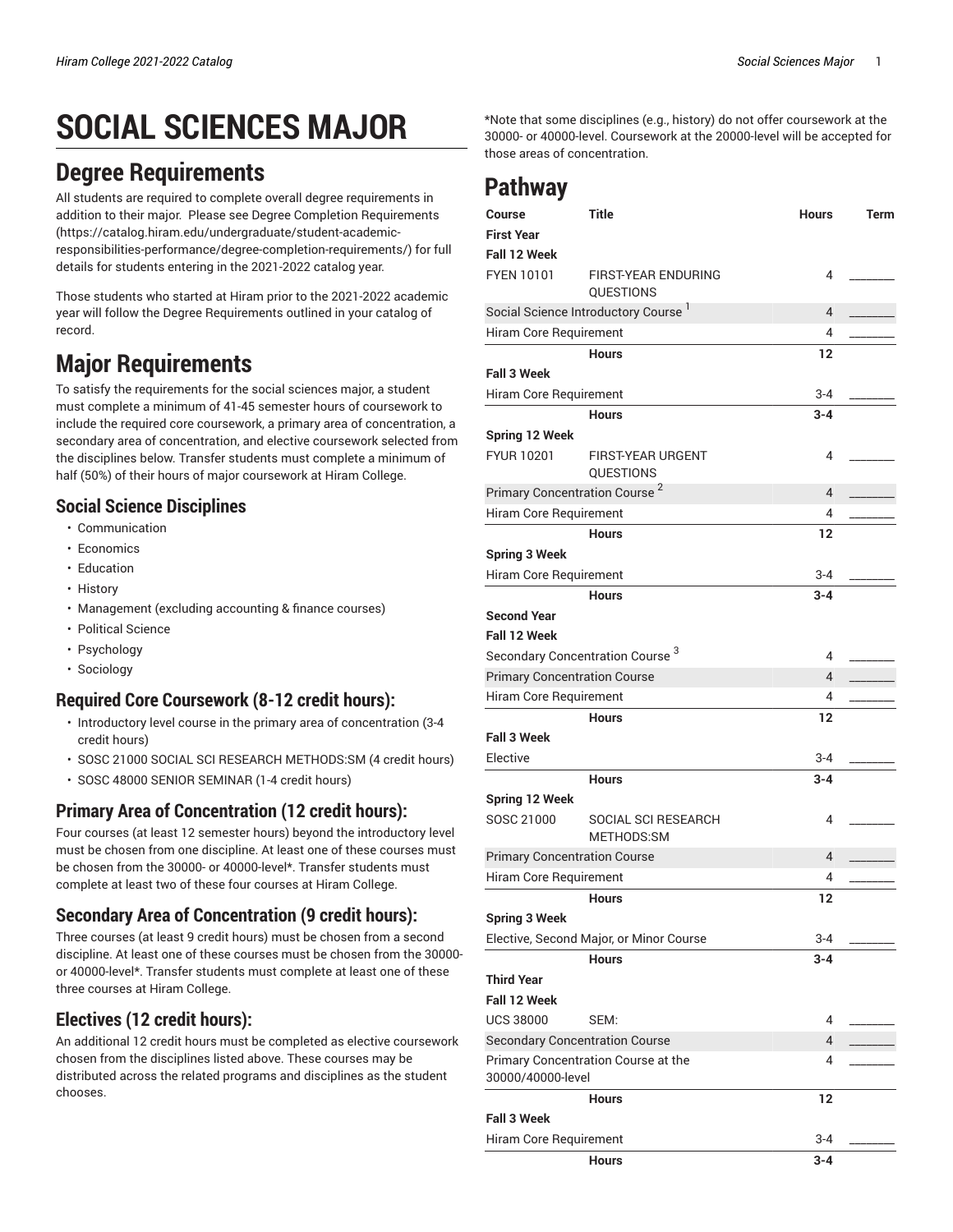// Transcription of catalog page: headings, prose, lists, and the multi-column pathway table.
# SOCIAL SCIENCES MAJOR

## Degree Requirements

All students are required to complete overall degree requirements in addition to their major. Please see Degree Completion Requirements (https://catalog.hiram.edu/undergraduate/student-academic-responsibilities-performance/degree-completion-requirements/) for full details for students entering in the 2021-2022 catalog year.

Those students who started at Hiram prior to the 2021-2022 academic year will follow the Degree Requirements outlined in your catalog of record.

## Major Requirements

To satisfy the requirements for the social sciences major, a student must complete a minimum of 41-45 semester hours of coursework to include the required core coursework, a primary area of concentration, a secondary area of concentration, and elective coursework selected from the disciplines below. Transfer students must complete a minimum of half (50%) of their hours of major coursework at Hiram College.

### Social Science Disciplines

- Communication
- Economics
- Education
- History
- Management (excluding accounting & finance courses)
- Political Science
- Psychology
- Sociology

### Required Core Coursework (8-12 credit hours):

- Introductory level course in the primary area of concentration (3-4 credit hours)
- SOSC 21000 SOCIAL SCI RESEARCH METHODS:SM (4 credit hours)
- SOSC 48000 SENIOR SEMINAR (1-4 credit hours)

### Primary Area of Concentration (12 credit hours):

Four courses (at least 12 semester hours) beyond the introductory level must be chosen from one discipline. At least one of these courses must be chosen from the 30000- or 40000-level*. Transfer students must complete at least two of these four courses at Hiram College.

### Secondary Area of Concentration (9 credit hours):

Three courses (at least 9 credit hours) must be chosen from a second discipline. At least one of these courses must be chosen from the 30000- or 40000-level*. Transfer students must complete at least one of these three courses at Hiram College.

### Electives (12 credit hours):

An additional 12 credit hours must be completed as elective coursework chosen from the disciplines listed above. These courses may be distributed across the related programs and disciplines as the student chooses.

*Note that some disciplines (e.g., history) do not offer coursework at the 30000- or 40000-level. Coursework at the 20000-level will be accepted for those areas of concentration.

## Pathway

| Course | Title | Hours | Term |
|---|---|---|---|
| **First Year** | | | |
| **Fall 12 Week** | | | |
| FYEN 10101 | FIRST-YEAR ENDURING QUESTIONS | 4 | _______ |
| Social Science Introductory Course [1] | | 4 | _______ |
| Hiram Core Requirement | | 4 | _______ |
| | **Hours** | **12** | |
| **Fall 3 Week** | | | |
| Hiram Core Requirement | | 3-4 | _______ |
| | **Hours** | **3-4** | |
| **Spring 12 Week** | | | |
| FYUR 10201 | FIRST-YEAR URGENT QUESTIONS | 4 | _______ |
| Primary Concentration Course [2] | | 4 | _______ |
| Hiram Core Requirement | | 4 | _______ |
| | **Hours** | **12** | |
| **Spring 3 Week** | | | |
| Hiram Core Requirement | | 3-4 | _______ |
| | **Hours** | **3-4** | |
| **Second Year** | | | |
| **Fall 12 Week** | | | |
| Secondary Concentration Course [3] | | 4 | _______ |
| Primary Concentration Course | | 4 | _______ |
| Hiram Core Requirement | | 4 | _______ |
| | **Hours** | **12** | |
| **Fall 3 Week** | | | |
| Elective | | 3-4 | _______ |
| | **Hours** | **3-4** | |
| **Spring 12 Week** | | | |
| SOSC 21000 | SOCIAL SCI RESEARCH METHODS:SM | 4 | _______ |
| Primary Concentration Course | | 4 | _______ |
| Hiram Core Requirement | | 4 | _______ |
| | **Hours** | **12** | |
| **Spring 3 Week** | | | |
| Elective, Second Major, or Minor Course | | 3-4 | _______ |
| | **Hours** | **3-4** | |
| **Third Year** | | | |
| **Fall 12 Week** | | | |
| UCS 38000 | SEM: | 4 | _______ |
| Secondary Concentration Course | | 4 | _______ |
| Primary Concentration Course at the 30000/40000-level | | 4 | _______ |
| | **Hours** | **12** | |
| **Fall 3 Week** | | | |
| Hiram Core Requirement | | 3-4 | _______ |
| | **Hours** | **3-4** | |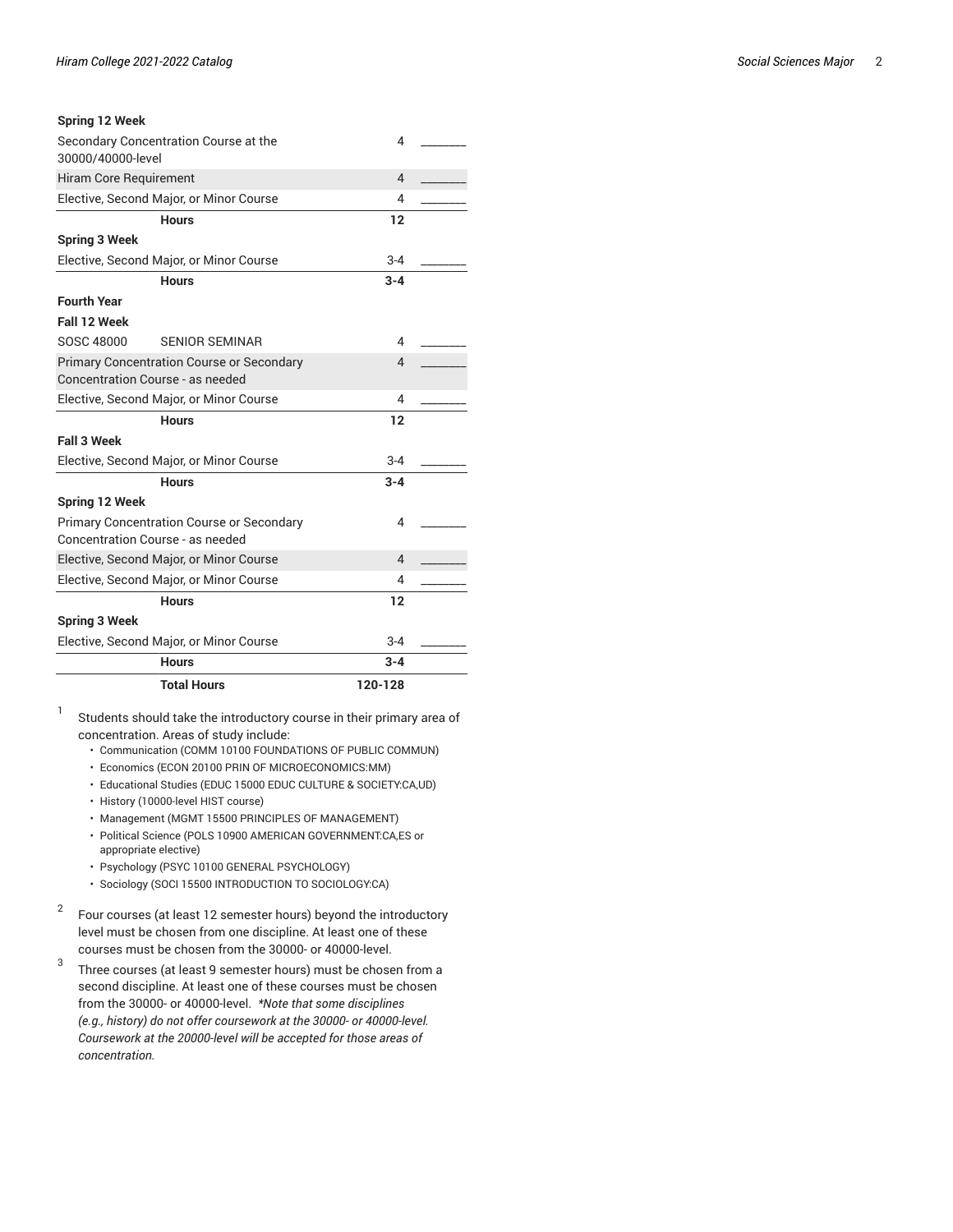| | | |
|---|---|---|
| **Spring 12 Week** | | |
| Secondary Concentration Course at the 30000/40000-level | 4 | _______ |
| Hiram Core Requirement | 4 | _______ |
| Elective, Second Major, or Minor Course | 4 | _______ |
| **Hours** | **12** | |
| **Spring 3 Week** | | |
| Elective, Second Major, or Minor Course | 3-4 | _______ |
| **Hours** | **3-4** | |
| **Fourth Year** | | |
| **Fall 12 Week** | | |
| SOSC 48000 SENIOR SEMINAR | 4 | _______ |
| Primary Concentration Course or Secondary Concentration Course - as needed | 4 | _______ |
| Elective, Second Major, or Minor Course | 4 | _______ |
| **Hours** | **12** | |
| **Fall 3 Week** | | |
| Elective, Second Major, or Minor Course | 3-4 | _______ |
| **Hours** | **3-4** | |
| **Spring 12 Week** | | |
| Primary Concentration Course or Secondary Concentration Course - as needed | 4 | _______ |
| Elective, Second Major, or Minor Course | 4 | _______ |
| Elective, Second Major, or Minor Course | 4 | _______ |
| **Hours** | **12** | |
| **Spring 3 Week** | | |
| Elective, Second Major, or Minor Course | 3-4 | _______ |
| **Hours** | **3-4** | |
| **Total Hours** | **120-128** | |

[1] Students should take the introductory course in their primary area of concentration. Areas of study include:

- Communication (COMM 10100 FOUNDATIONS OF PUBLIC COMMUN)
- Economics (ECON 20100 PRIN OF MICROECONOMICS:MM)
- Educational Studies (EDUC 15000 EDUC CULTURE & SOCIETY:CA,UD)
- History (10000-level HIST course)
- Management (MGMT 15500 PRINCIPLES OF MANAGEMENT)
- Political Science (POLS 10900 AMERICAN GOVERNMENT:CA,ES or appropriate elective)
- Psychology (PSYC 10100 GENERAL PSYCHOLOGY)
- Sociology (SOCI 15500 INTRODUCTION TO SOCIOLOGY:CA)

[2] Four courses (at least 12 semester hours) beyond the introductory level must be chosen from one discipline. At least one of these courses must be chosen from the 30000- or 40000-level.

[3] Three courses (at least 9 semester hours) must be chosen from a second discipline. At least one of these courses must be chosen from the 30000- or 40000-level. *\*Note that some disciplines (e.g., history) do not offer coursework at the 30000- or 40000-level. Coursework at the 20000-level will be accepted for those areas of concentration.*